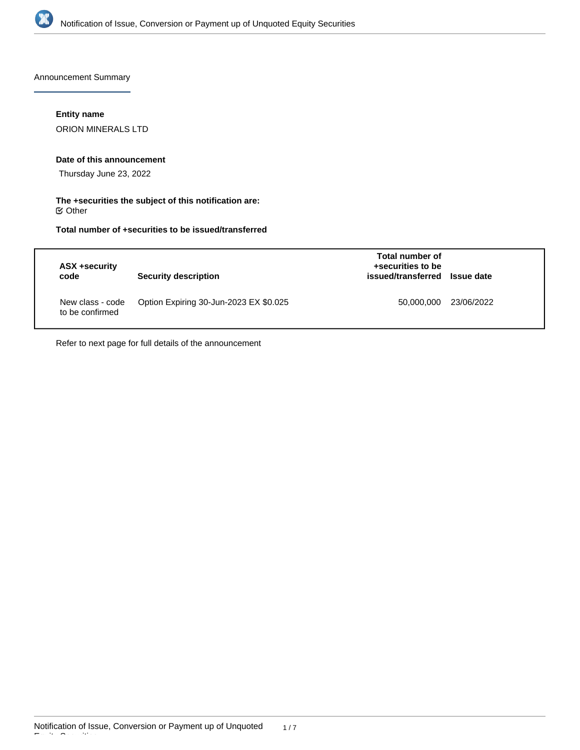## Announcement Summary

**Entity name**

ORION MINERALS LTD

**Date of this announcement**

Thursday June 23, 2022

**The +securities the subject of this notification are:**

☑ Other

**Total number of +securities to be issued/transferred**

| ASX +security code | Security description | Total number of +securities to be issued/transferred | Issue date |
|---|---|---|---|
| New class - code to be confirmed | Option Expiring 30-Jun-2023 EX $0.025 | 50,000,000 | 23/06/2022 |

Refer to next page for full details of the announcement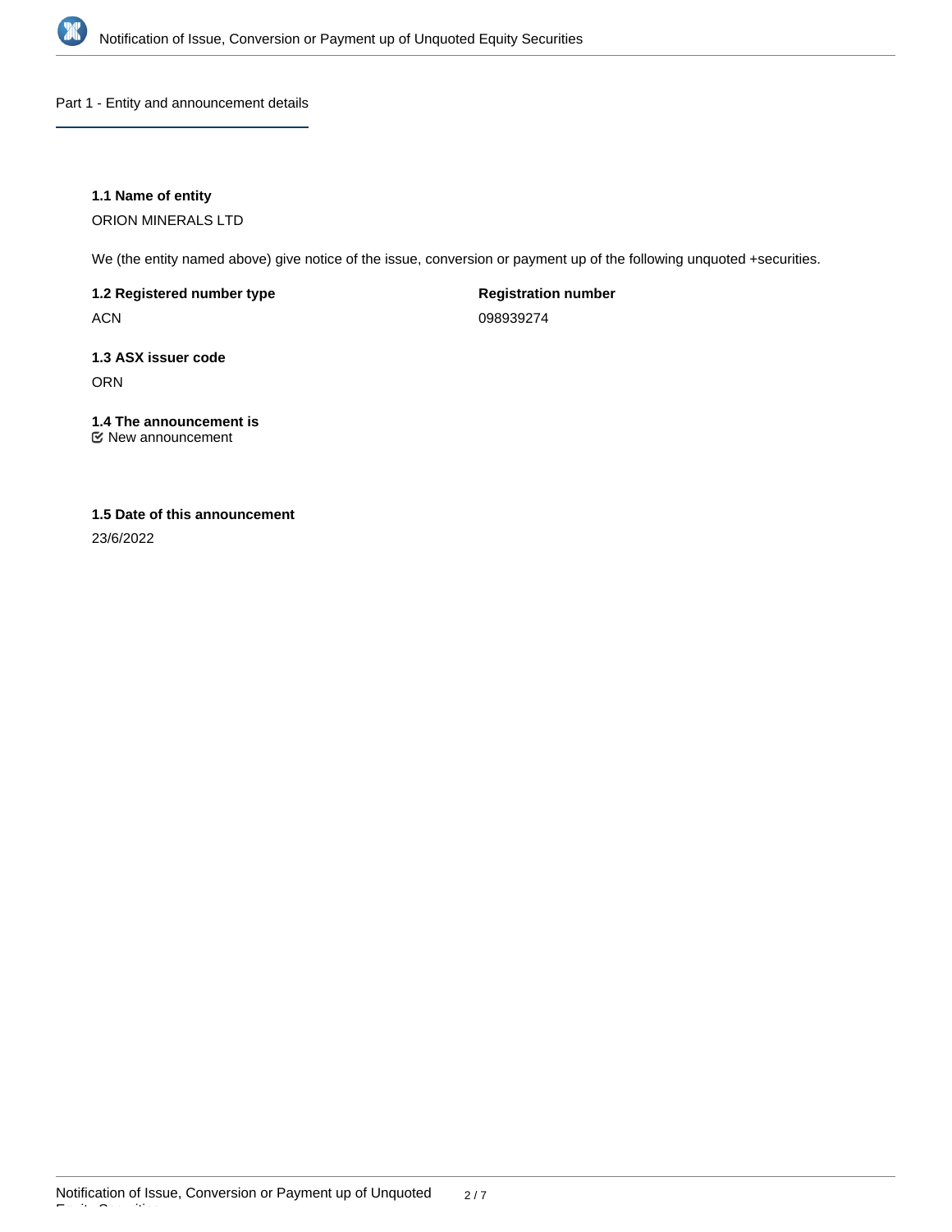## Part 1 - Entity and announcement details

**1.1 Name of entity**

ORION MINERALS LTD

We (the entity named above) give notice of the issue, conversion or payment up of the following unquoted +securities.

**1.2 Registered number type**

ACN

**Registration number**

098939274

**1.3 ASX issuer code**

ORN

**1.4 The announcement is**

☑ New announcement

**1.5 Date of this announcement**

23/6/2022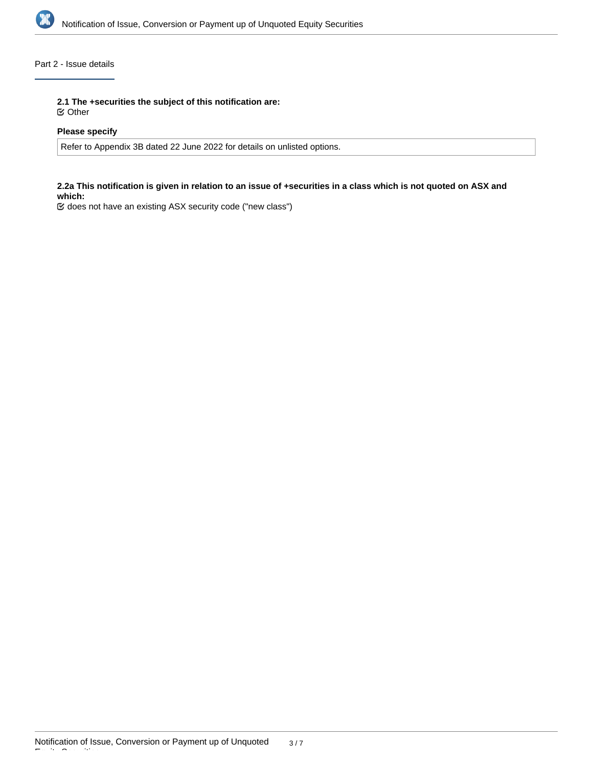## Part 2 - Issue details

**2.1 The +securities the subject of this notification are:**

☑ Other

**Please specify**

Refer to Appendix 3B dated 22 June 2022 for details on unlisted options.

**2.2a This notification is given in relation to an issue of +securities in a class which is not quoted on ASX and which:**

☑ does not have an existing ASX security code ("new class")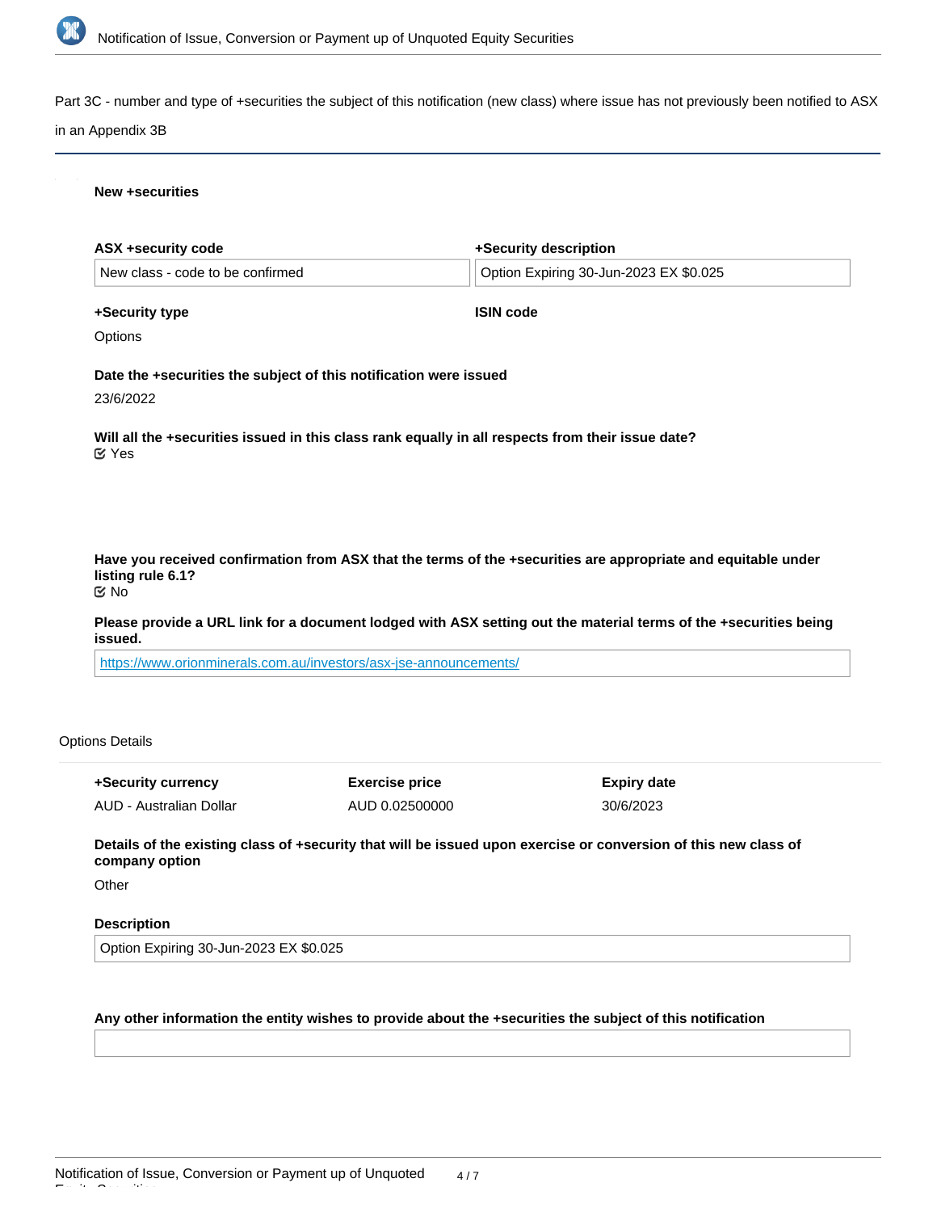Part 3C - number and type of +securities the subject of this notification (new class) where issue has not previously been notified to ASX in an Appendix 3B

**New +securities**

| ASX +security code | +Security description |
|---|---|
| New class - code to be confirmed | Option Expiring 30-Jun-2023 EX $0.025 |

**+Security type**

Options

**ISIN code**

**Date the +securities the subject of this notification were issued**

23/6/2022

**Will all the +securities issued in this class rank equally in all respects from their issue date?**

Yes

**Have you received confirmation from ASX that the terms of the +securities are appropriate and equitable under listing rule 6.1?**

No

**Please provide a URL link for a document lodged with ASX setting out the material terms of the +securities being issued.**

https://www.orionminerals.com.au/investors/asx-jse-announcements/

Options Details

| +Security currency | Exercise price | Expiry date |
|---|---|---|
| AUD - Australian Dollar | AUD 0.02500000 | 30/6/2023 |

**Details of the existing class of +security that will be issued upon exercise or conversion of this new class of company option**

Other

**Description**

Option Expiring 30-Jun-2023 EX $0.025

**Any other information the entity wishes to provide about the +securities the subject of this notification**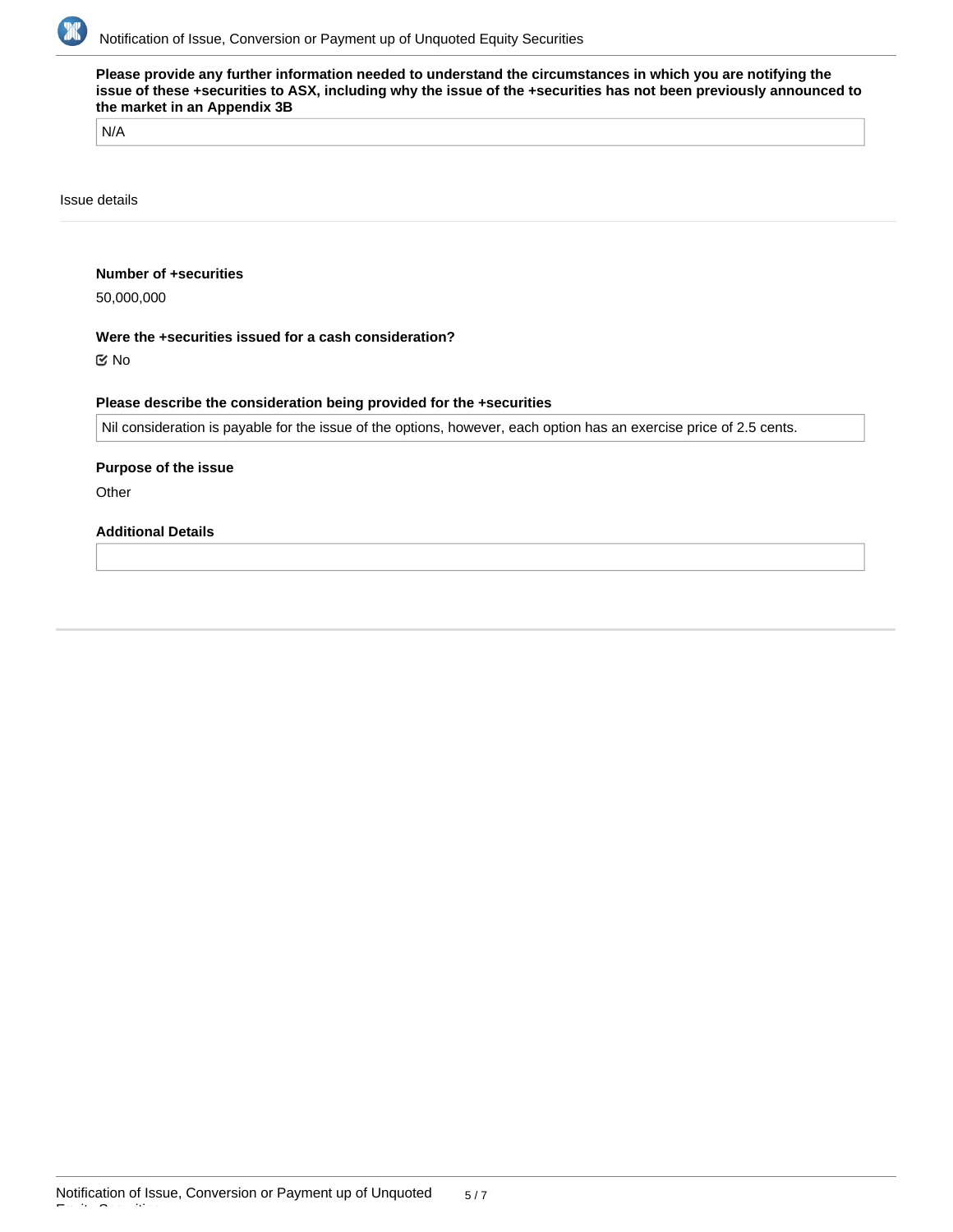**Please provide any further information needed to understand the circumstances in which you are notifying the issue of these +securities to ASX, including why the issue of the +securities has not been previously announced to the market in an Appendix 3B**

N/A

Issue details

**Number of +securities**

50,000,000

**Were the +securities issued for a cash consideration?**

☑ No

**Please describe the consideration being provided for the +securities**

Nil consideration is payable for the issue of the options, however, each option has an exercise price of 2.5 cents.

**Purpose of the issue**

Other

**Additional Details**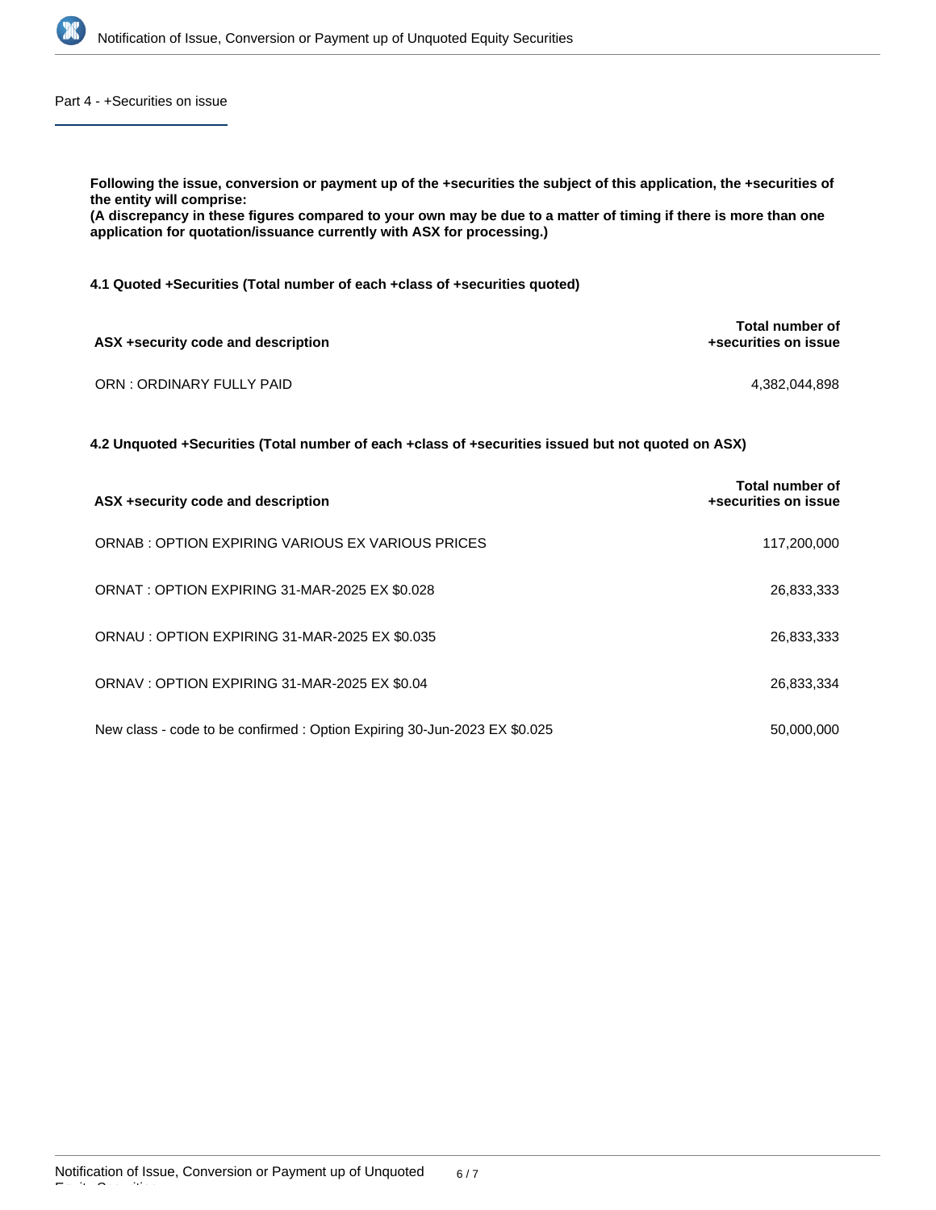## Part 4 - +Securities on issue

**Following the issue, conversion or payment up of the +securities the subject of this application, the +securities of the entity will comprise:**
**(A discrepancy in these figures compared to your own may be due to a matter of timing if there is more than one application for quotation/issuance currently with ASX for processing.)**

**4.1 Quoted +Securities (Total number of each +class of +securities quoted)**

| ASX +security code and description | Total number of +securities on issue |
|---|---|
| ORN : ORDINARY FULLY PAID | 4,382,044,898 |

**4.2 Unquoted +Securities (Total number of each +class of +securities issued but not quoted on ASX)**

| ASX +security code and description | Total number of +securities on issue |
|---|---|
| ORNAB : OPTION EXPIRING VARIOUS EX VARIOUS PRICES | 117,200,000 |
| ORNAT : OPTION EXPIRING 31-MAR-2025 EX $0.028 | 26,833,333 |
| ORNAU : OPTION EXPIRING 31-MAR-2025 EX $0.035 | 26,833,333 |
| ORNAV : OPTION EXPIRING 31-MAR-2025 EX $0.04 | 26,833,334 |
| New class - code to be confirmed : Option Expiring 30-Jun-2023 EX $0.025 | 50,000,000 |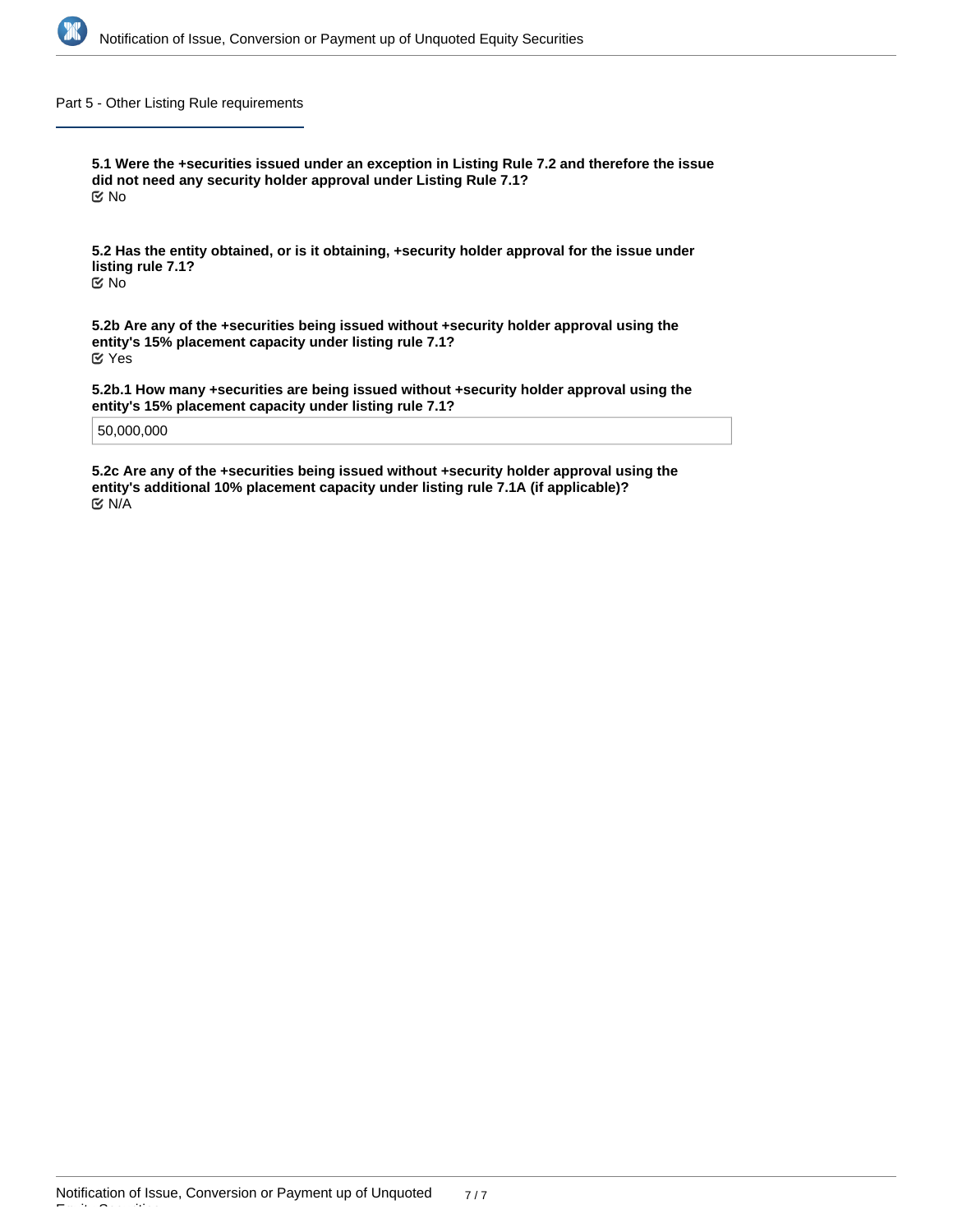## Part 5 - Other Listing Rule requirements

**5.1 Were the +securities issued under an exception in Listing Rule 7.2 and therefore the issue did not need any security holder approval under Listing Rule 7.1?**
☑ No

**5.2 Has the entity obtained, or is it obtaining, +security holder approval for the issue under listing rule 7.1?**
☑ No

**5.2b Are any of the +securities being issued without +security holder approval using the entity's 15% placement capacity under listing rule 7.1?**
☑ Yes

**5.2b.1 How many +securities are being issued without +security holder approval using the entity's 15% placement capacity under listing rule 7.1?**

50,000,000

**5.2c Are any of the +securities being issued without +security holder approval using the entity's additional 10% placement capacity under listing rule 7.1A (if applicable)?**
☑ N/A